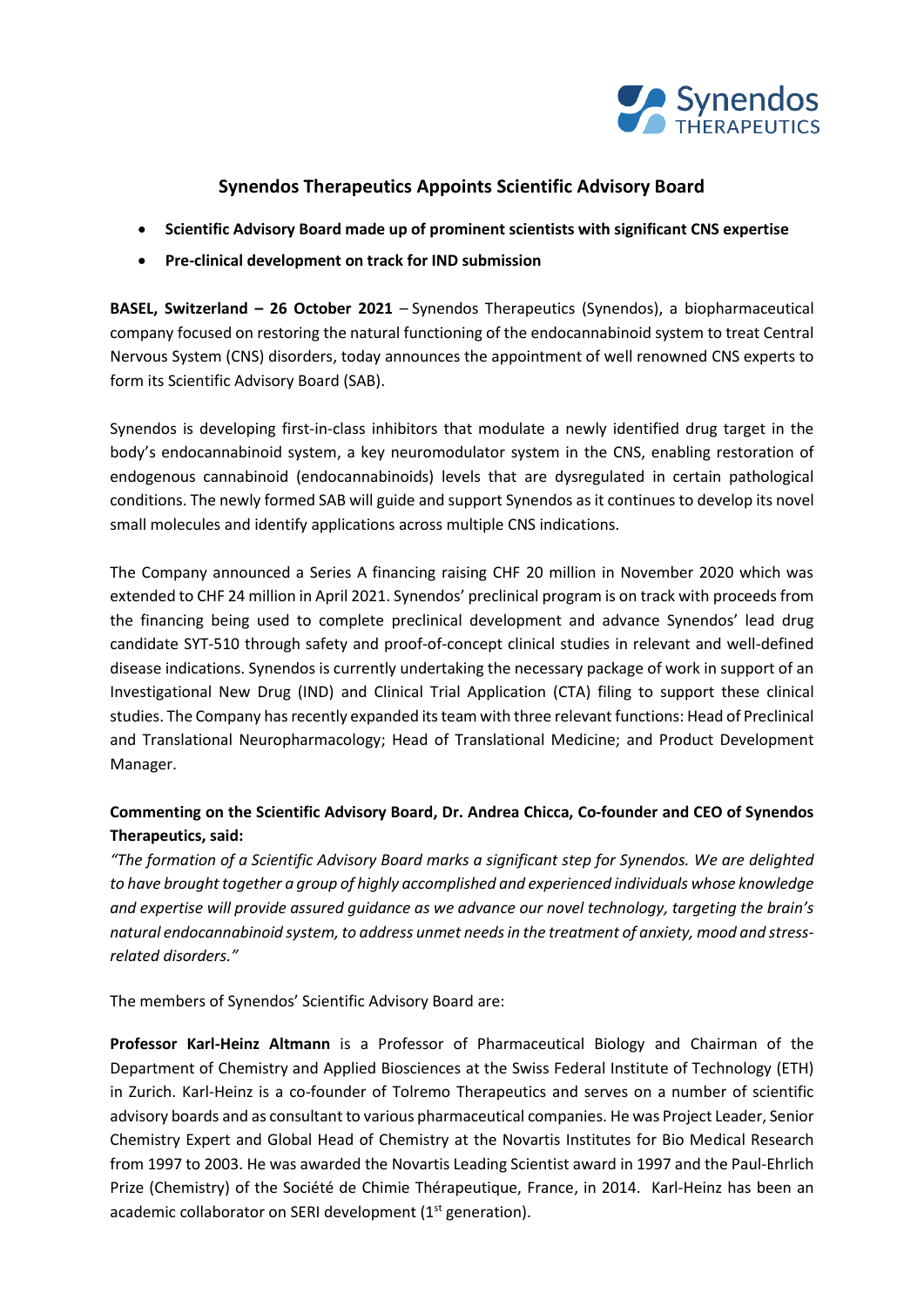# Synendos Therapeutics Appoints Scientific Advisory Board

- **Scientific Advisory Board made up of prominent scientists with significant CNS expertise**
- **Pre-clinical development on track for IND submission**

**BASEL, Switzerland – 26 October 2021** – Synendos Therapeutics (Synendos), a biopharmaceutical company focused on restoring the natural functioning of the endocannabinoid system to treat Central Nervous System (CNS) disorders, today announces the appointment of well renowned CNS experts to form its Scientific Advisory Board (SAB).

Synendos is developing first-in-class inhibitors that modulate a newly identified drug target in the body's endocannabinoid system, a key neuromodulator system in the CNS, enabling restoration of endogenous cannabinoid (endocannabinoids) levels that are dysregulated in certain pathological conditions. The newly formed SAB will guide and support Synendos as it continues to develop its novel small molecules and identify applications across multiple CNS indications.

The Company announced a Series A financing raising CHF 20 million in November 2020 which was extended to CHF 24 million in April 2021. Synendos' preclinical program is on track with proceeds from the financing being used to complete preclinical development and advance Synendos' lead drug candidate SYT-510 through safety and proof-of-concept clinical studies in relevant and well-defined disease indications. Synendos is currently undertaking the necessary package of work in support of an Investigational New Drug (IND) and Clinical Trial Application (CTA) filing to support these clinical studies. The Company has recently expanded its team with three relevant functions: Head of Preclinical and Translational Neuropharmacology; Head of Translational Medicine; and Product Development Manager.

**Commenting on the Scientific Advisory Board, Dr. Andrea Chicca, Co-founder and CEO of Synendos Therapeutics, said:**

*"The formation of a Scientific Advisory Board marks a significant step for Synendos. We are delighted to have brought together a group of highly accomplished and experienced individuals whose knowledge and expertise will provide assured guidance as we advance our novel technology, targeting the brain's natural endocannabinoid system, to address unmet needs in the treatment of anxiety, mood and stress-related disorders."*

The members of Synendos' Scientific Advisory Board are:

**Professor Karl-Heinz Altmann** is a Professor of Pharmaceutical Biology and Chairman of the Department of Chemistry and Applied Biosciences at the Swiss Federal Institute of Technology (ETH) in Zurich. Karl-Heinz is a co-founder of Tolremo Therapeutics and serves on a number of scientific advisory boards and as consultant to various pharmaceutical companies. He was Project Leader, Senior Chemistry Expert and Global Head of Chemistry at the Novartis Institutes for Bio Medical Research from 1997 to 2003. He was awarded the Novartis Leading Scientist award in 1997 and the Paul-Ehrlich Prize (Chemistry) of the Société de Chimie Thérapeutique, France, in 2014. Karl-Heinz has been an academic collaborator on SERI development (1st generation).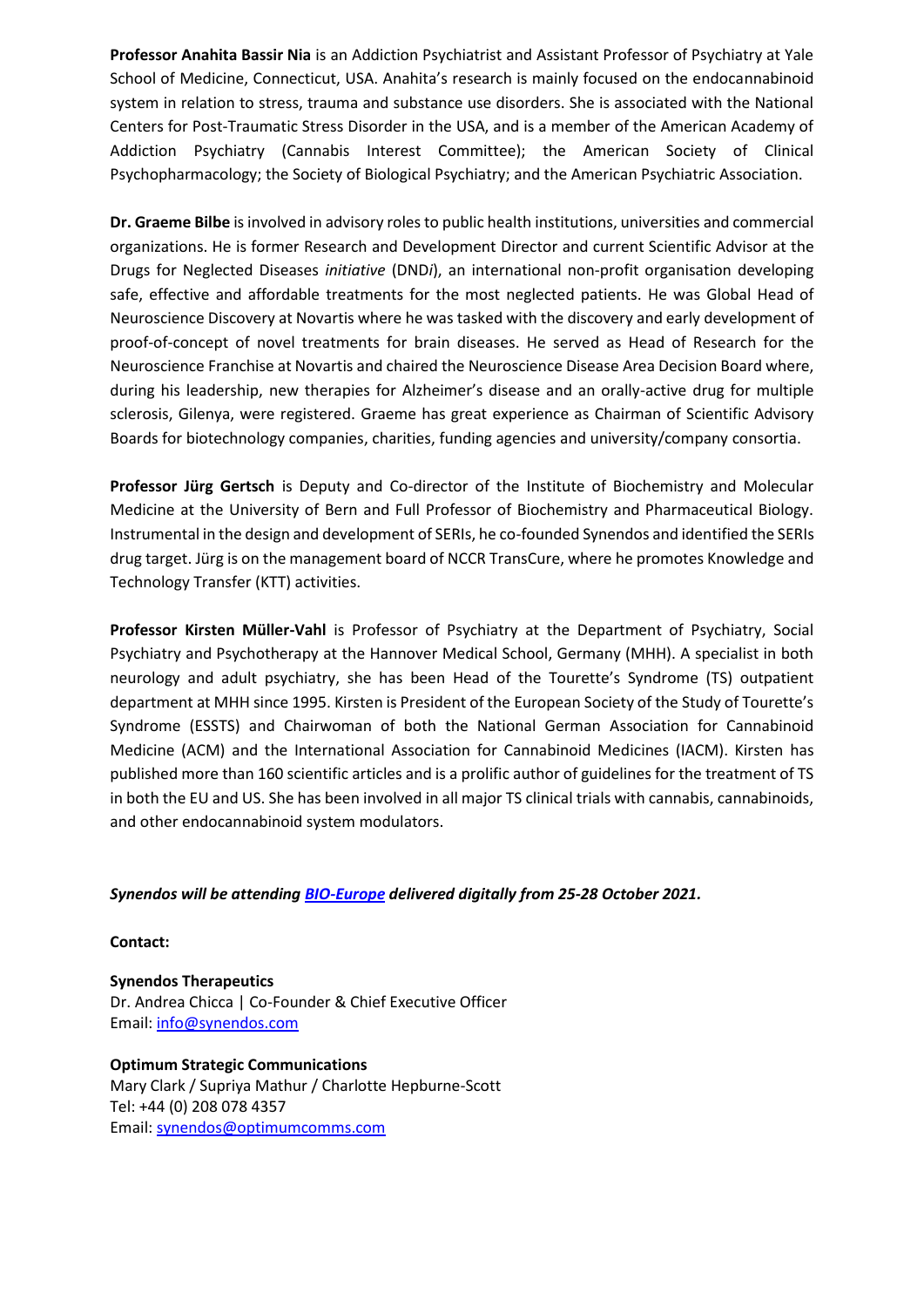**Professor Anahita Bassir Nia** is an Addiction Psychiatrist and Assistant Professor of Psychiatry at Yale School of Medicine, Connecticut, USA. Anahita's research is mainly focused on the endocannabinoid system in relation to stress, trauma and substance use disorders. She is associated with the National Centers for Post-Traumatic Stress Disorder in the USA, and is a member of the American Academy of Addiction Psychiatry (Cannabis Interest Committee); the American Society of Clinical Psychopharmacology; the Society of Biological Psychiatry; and the American Psychiatric Association.

**Dr. Graeme Bilbe** is involved in advisory roles to public health institutions, universities and commercial organizations. He is former Research and Development Director and current Scientific Advisor at the Drugs for Neglected Diseases *initiative* (DND*i*), an international non-profit organisation developing safe, effective and affordable treatments for the most neglected patients. He was Global Head of Neuroscience Discovery at Novartis where he was tasked with the discovery and early development of proof-of-concept of novel treatments for brain diseases. He served as Head of Research for the Neuroscience Franchise at Novartis and chaired the Neuroscience Disease Area Decision Board where, during his leadership, new therapies for Alzheimer's disease and an orally-active drug for multiple sclerosis, Gilenya, were registered. Graeme has great experience as Chairman of Scientific Advisory Boards for biotechnology companies, charities, funding agencies and university/company consortia.

**Professor Jürg Gertsch** is Deputy and Co-director of the Institute of Biochemistry and Molecular Medicine at the University of Bern and Full Professor of Biochemistry and Pharmaceutical Biology. Instrumental in the design and development of SERIs, he co-founded Synendos and identified the SERIs drug target. Jürg is on the management board of NCCR TransCure, where he promotes Knowledge and Technology Transfer (KTT) activities.

**Professor Kirsten Müller-Vahl** is Professor of Psychiatry at the Department of Psychiatry, Social Psychiatry and Psychotherapy at the Hannover Medical School, Germany (MHH). A specialist in both neurology and adult psychiatry, she has been Head of the Tourette's Syndrome (TS) outpatient department at MHH since 1995. Kirsten is President of the European Society of the Study of Tourette's Syndrome (ESSTS) and Chairwoman of both the National German Association for Cannabinoid Medicine (ACM) and the International Association for Cannabinoid Medicines (IACM). Kirsten has published more than 160 scientific articles and is a prolific author of guidelines for the treatment of TS in both the EU and US. She has been involved in all major TS clinical trials with cannabis, cannabinoids, and other endocannabinoid system modulators.

***Synendos will be attending [BIO-Europe](BIO-Europe) delivered digitally from 25-28 October 2021.***

**Contact:**

**Synendos Therapeutics**
Dr. Andrea Chicca | Co-Founder & Chief Executive Officer
Email: [info@synendos.com](mailto:info@synendos.com)

**Optimum Strategic Communications**
Mary Clark / Supriya Mathur / Charlotte Hepburne-Scott
Tel: +44 (0) 208 078 4357
Email: [synendos@optimumcomms.com](mailto:synendos@optimumcomms.com)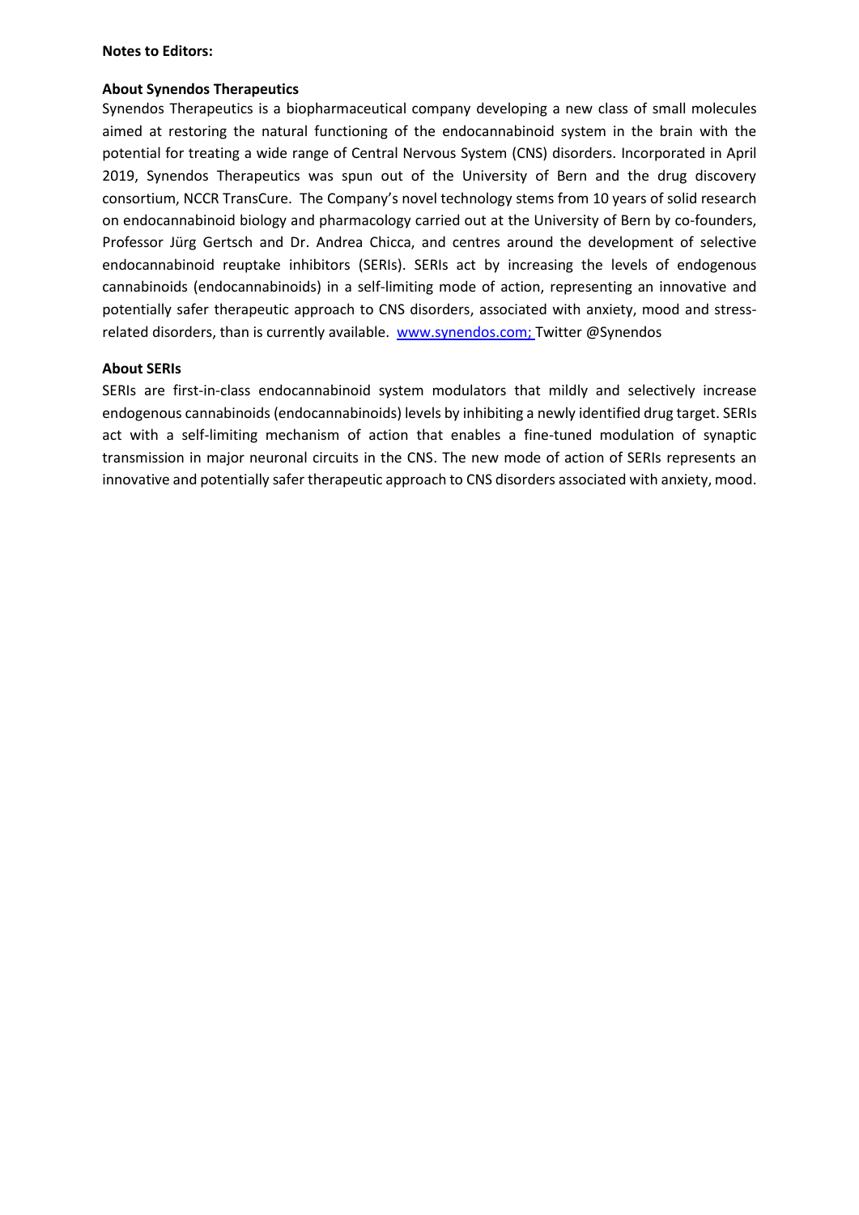**Notes to Editors:**

**About Synendos Therapeutics**

Synendos Therapeutics is a biopharmaceutical company developing a new class of small molecules aimed at restoring the natural functioning of the endocannabinoid system in the brain with the potential for treating a wide range of Central Nervous System (CNS) disorders. Incorporated in April 2019, Synendos Therapeutics was spun out of the University of Bern and the drug discovery consortium, NCCR TransCure. The Company's novel technology stems from 10 years of solid research on endocannabinoid biology and pharmacology carried out at the University of Bern by co-founders, Professor Jürg Gertsch and Dr. Andrea Chicca, and centres around the development of selective endocannabinoid reuptake inhibitors (SERIs). SERIs act by increasing the levels of endogenous cannabinoids (endocannabinoids) in a self-limiting mode of action, representing an innovative and potentially safer therapeutic approach to CNS disorders, associated with anxiety, mood and stress-related disorders, than is currently available. www.synendos.com; Twitter @Synendos

**About SERIs**

SERIs are first-in-class endocannabinoid system modulators that mildly and selectively increase endogenous cannabinoids (endocannabinoids) levels by inhibiting a newly identified drug target. SERIs act with a self-limiting mechanism of action that enables a fine-tuned modulation of synaptic transmission in major neuronal circuits in the CNS. The new mode of action of SERIs represents an innovative and potentially safer therapeutic approach to CNS disorders associated with anxiety, mood.